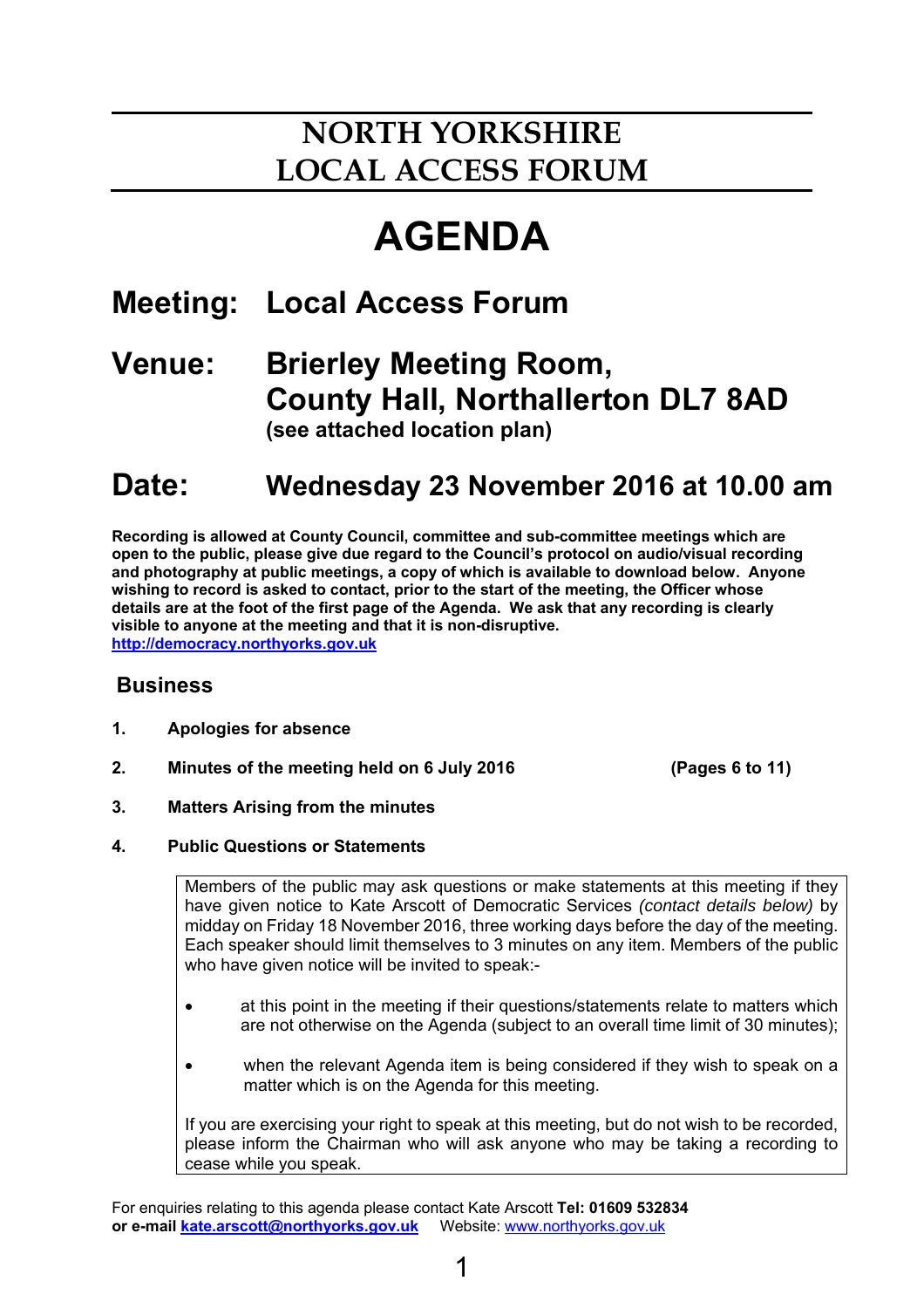# NORTH YORKSHIRE LOCAL ACCESS FORUM

# AGENDA

## Meeting: Local Access Forum

## Venue: Brierley Meeting Room, County Hall, Northallerton DL7 8AD

**(see attached location plan)**

## Date: Wednesday 23 November 2016 at 10.00 am

**Recording is allowed at County Council, committee and sub-committee meetings which are open to the public, please give due regard to the Council's protocol on audio/visual recording and photography at public meetings, a copy of which is available to download below. Anyone wishing to record is asked to contact, prior to the start of the meeting, the Officer whose details are at the foot of the first page of the Agenda. We ask that any recording is clearly visible to anyone at the meeting and that it is non-disruptive.**
**http://democracy.northyorks.gov.uk**

## Business

1. **Apologies for absence**

2. **Minutes of the meeting held on 6 July 2016** **(Pages 6 to 11)**

3. **Matters Arising from the minutes**

4. **Public Questions or Statements**

> Members of the public may ask questions or make statements at this meeting if they have given notice to Kate Arscott of Democratic Services *(contact details below)* by midday on Friday 18 November 2016, three working days before the day of the meeting. Each speaker should limit themselves to 3 minutes on any item. Members of the public who have given notice will be invited to speak:-
>
> - at this point in the meeting if their questions/statements relate to matters which are not otherwise on the Agenda (subject to an overall time limit of 30 minutes);
> - when the relevant Agenda item is being considered if they wish to speak on a matter which is on the Agenda for this meeting.
>
> If you are exercising your right to speak at this meeting, but do not wish to be recorded, please inform the Chairman who will ask anyone who may be taking a recording to cease while you speak.

For enquiries relating to this agenda please contact Kate Arscott **Tel: 01609 532834 or e-mail kate.arscott@northyorks.gov.uk** Website: www.northyorks.gov.uk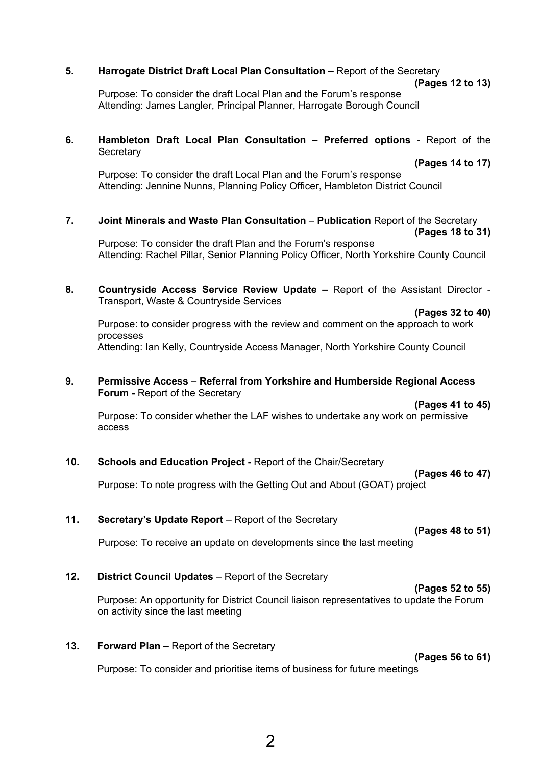5. **Harrogate District Draft Local Plan Consultation –** Report of the Secretary
**(Pages 12 to 13)**
Purpose: To consider the draft Local Plan and the Forum's response
Attending: James Langler, Principal Planner, Harrogate Borough Council

6. **Hambleton Draft Local Plan Consultation – Preferred options** - Report of the Secretary
**(Pages 14 to 17)**
Purpose: To consider the draft Local Plan and the Forum's response
Attending: Jennine Nunns, Planning Policy Officer, Hambleton District Council

7. **Joint Minerals and Waste Plan Consultation** – **Publication** Report of the Secretary
**(Pages 18 to 31)**
Purpose: To consider the draft Plan and the Forum's response
Attending: Rachel Pillar, Senior Planning Policy Officer, North Yorkshire County Council

8. **Countryside Access Service Review Update –** Report of the Assistant Director - Transport, Waste & Countryside Services
**(Pages 32 to 40)**
Purpose: to consider progress with the review and comment on the approach to work processes
Attending: Ian Kelly, Countryside Access Manager, North Yorkshire County Council

9. **Permissive Access** – **Referral from Yorkshire and Humberside Regional Access Forum -** Report of the Secretary
**(Pages 41 to 45)**
Purpose: To consider whether the LAF wishes to undertake any work on permissive access

10. **Schools and Education Project -** Report of the Chair/Secretary
**(Pages 46 to 47)**
Purpose: To note progress with the Getting Out and About (GOAT) project

11. **Secretary's Update Report** – Report of the Secretary
**(Pages 48 to 51)**
Purpose: To receive an update on developments since the last meeting

12. **District Council Updates** – Report of the Secretary
**(Pages 52 to 55)**
Purpose: An opportunity for District Council liaison representatives to update the Forum on activity since the last meeting

13. **Forward Plan –** Report of the Secretary
**(Pages 56 to 61)**
Purpose: To consider and prioritise items of business for future meetings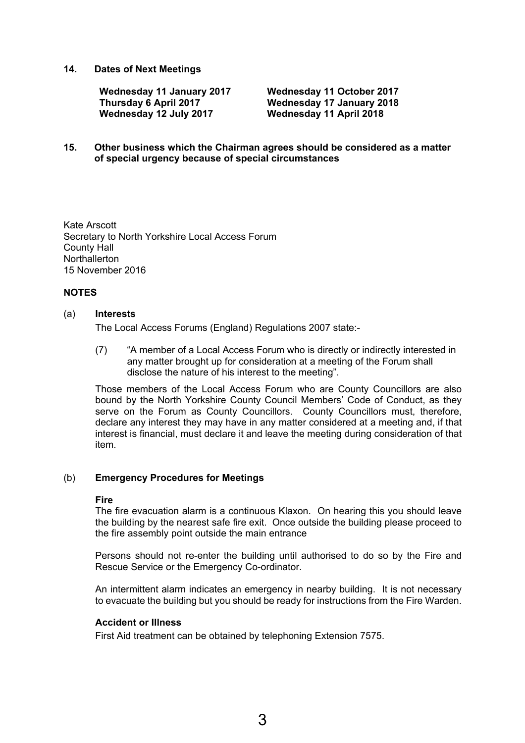**14. Dates of Next Meetings**

**Wednesday 11 January 2017**
**Thursday 6 April 2017**
**Wednesday 12 July 2017**
**Wednesday 11 October 2017**
**Wednesday 17 January 2018**
**Wednesday 11 April 2018**

**15. Other business which the Chairman agrees should be considered as a matter of special urgency because of special circumstances**

Kate Arscott
Secretary to North Yorkshire Local Access Forum
County Hall
Northallerton
15 November 2016

**NOTES**

(a) **Interests**

The Local Access Forums (England) Regulations 2007 state:-

(7) "A member of a Local Access Forum who is directly or indirectly interested in any matter brought up for consideration at a meeting of the Forum shall disclose the nature of his interest to the meeting".

Those members of the Local Access Forum who are County Councillors are also bound by the North Yorkshire County Council Members' Code of Conduct, as they serve on the Forum as County Councillors. County Councillors must, therefore, declare any interest they may have in any matter considered at a meeting and, if that interest is financial, must declare it and leave the meeting during consideration of that item.

(b) **Emergency Procedures for Meetings**

**Fire**

The fire evacuation alarm is a continuous Klaxon. On hearing this you should leave the building by the nearest safe fire exit. Once outside the building please proceed to the fire assembly point outside the main entrance

Persons should not re-enter the building until authorised to do so by the Fire and Rescue Service or the Emergency Co-ordinator.

An intermittent alarm indicates an emergency in nearby building. It is not necessary to evacuate the building but you should be ready for instructions from the Fire Warden.

**Accident or Illness**

First Aid treatment can be obtained by telephoning Extension 7575.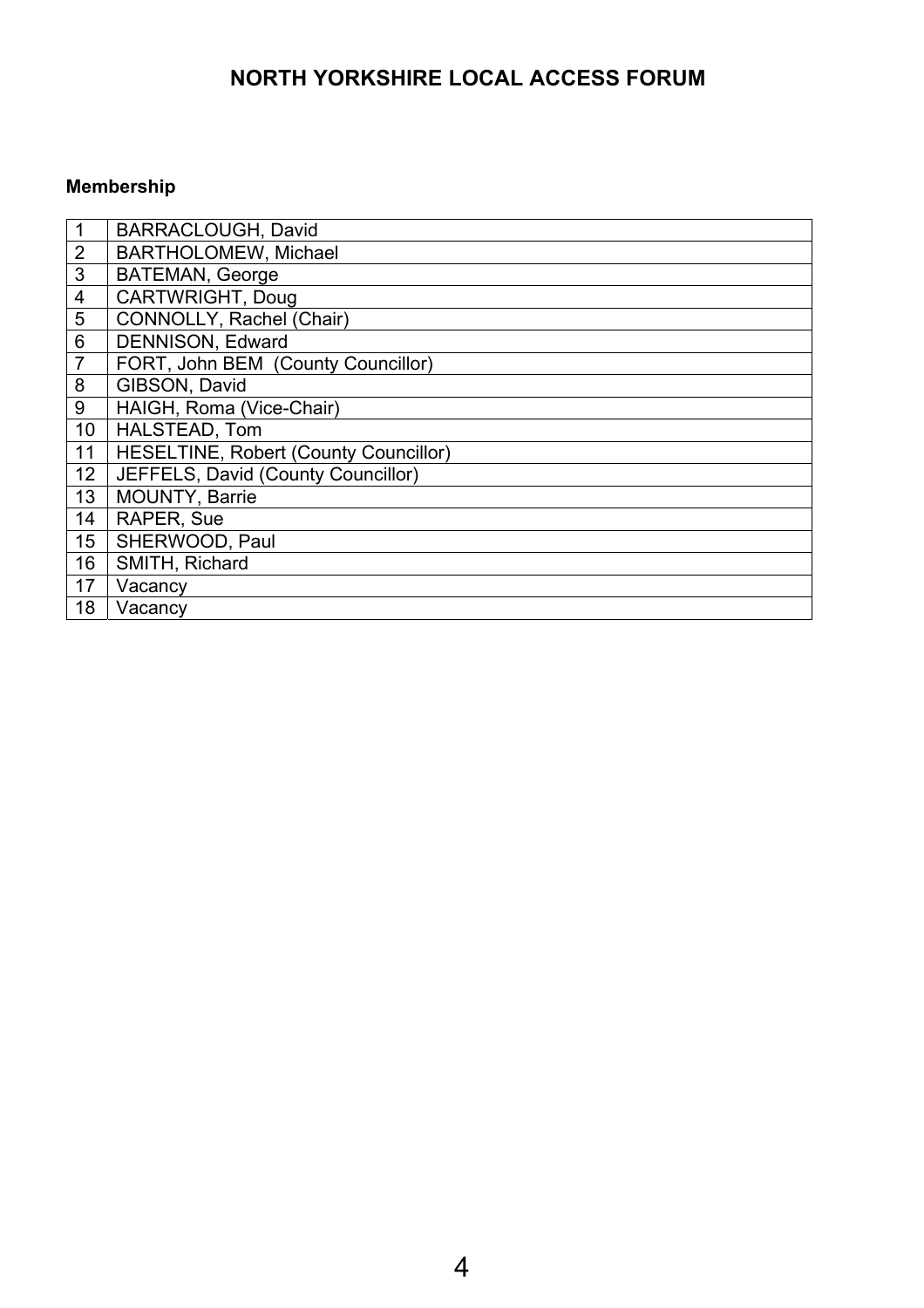# NORTH YORKSHIRE LOCAL ACCESS FORUM

**Membership**

| | |
|---|---|
| 1 | BARRACLOUGH, David |
| 2 | BARTHOLOMEW, Michael |
| 3 | BATEMAN, George |
| 4 | CARTWRIGHT, Doug |
| 5 | CONNOLLY, Rachel (Chair) |
| 6 | DENNISON, Edward |
| 7 | FORT, John BEM (County Councillor) |
| 8 | GIBSON, David |
| 9 | HAIGH, Roma (Vice-Chair) |
| 10 | HALSTEAD, Tom |
| 11 | HESELTINE, Robert (County Councillor) |
| 12 | JEFFELS, David (County Councillor) |
| 13 | MOUNTY, Barrie |
| 14 | RAPER, Sue |
| 15 | SHERWOOD, Paul |
| 16 | SMITH, Richard |
| 17 | Vacancy |
| 18 | Vacancy |